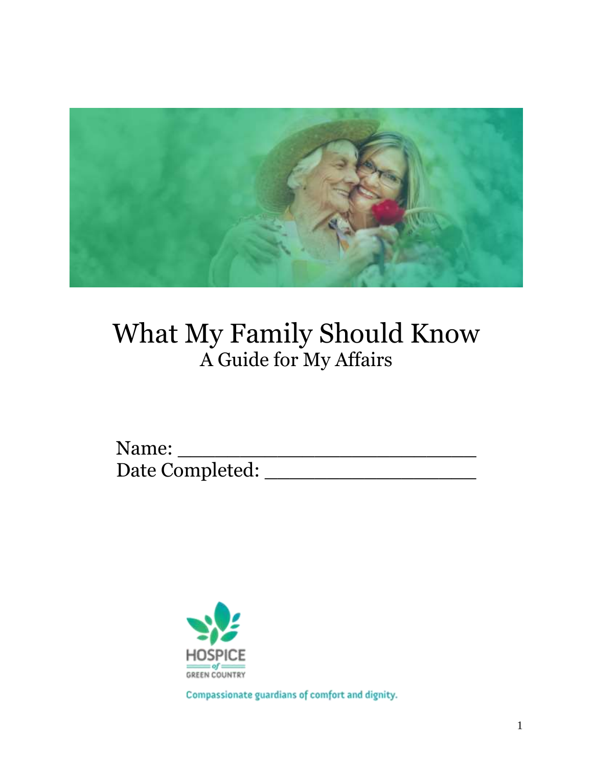# What My Family Should Know

## A Guide for My Affairs

Name: ___________________________

Date Completed: ___________________

HOSPICE of GREEN COUNTRY

Compassionate guardians of comfort and dignity.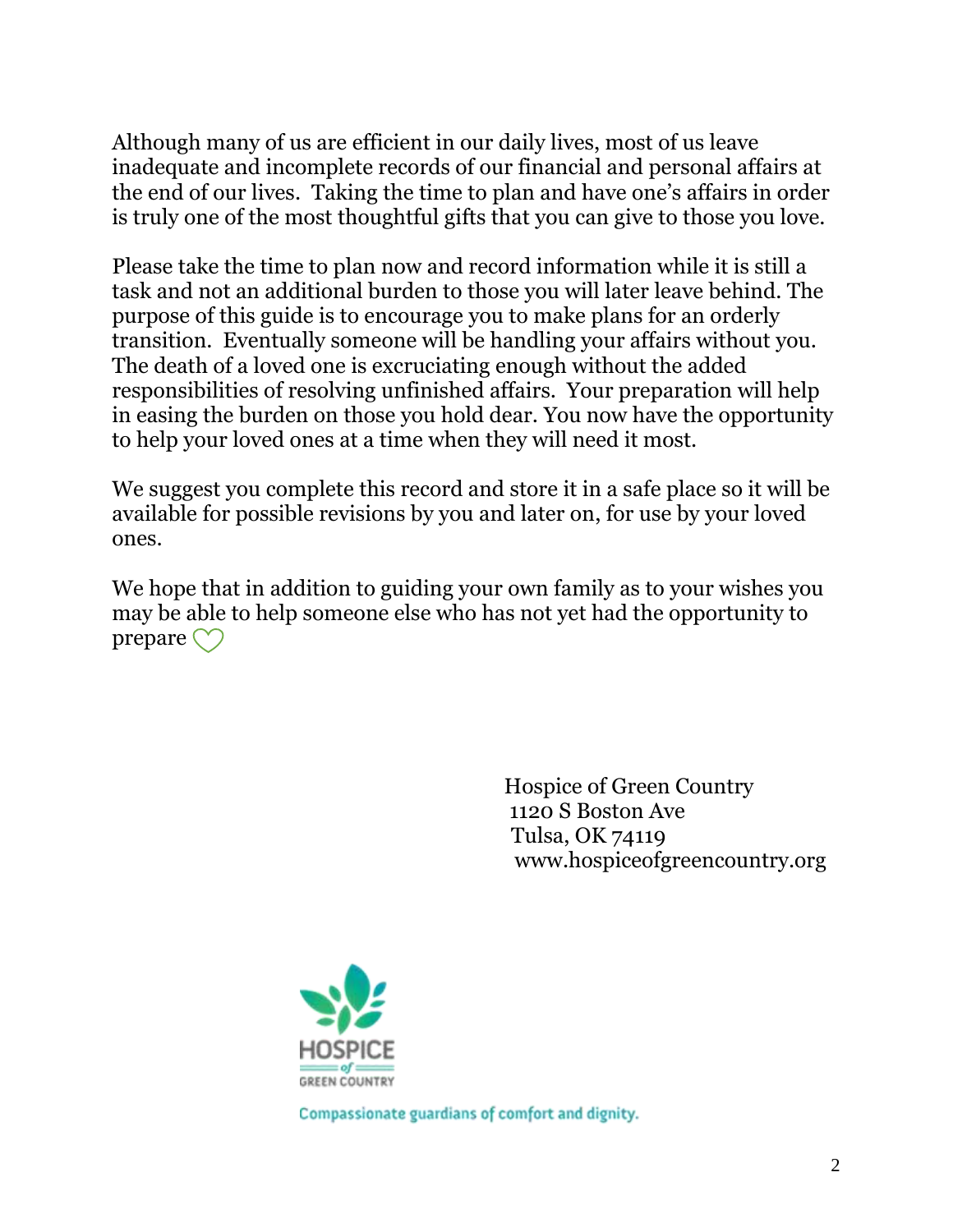Although many of us are efficient in our daily lives, most of us leave inadequate and incomplete records of our financial and personal affairs at the end of our lives. Taking the time to plan and have one's affairs in order is truly one of the most thoughtful gifts that you can give to those you love.

Please take the time to plan now and record information while it is still a task and not an additional burden to those you will later leave behind. The purpose of this guide is to encourage you to make plans for an orderly transition. Eventually someone will be handling your affairs without you. The death of a loved one is excruciating enough without the added responsibilities of resolving unfinished affairs. Your preparation will help in easing the burden on those you hold dear. You now have the opportunity to help your loved ones at a time when they will need it most.

We suggest you complete this record and store it in a safe place so it will be available for possible revisions by you and later on, for use by your loved ones.

We hope that in addition to guiding your own family as to your wishes you may be able to help someone else who has not yet had the opportunity to prepare ♡

Hospice of Green Country
1120 S Boston Ave
Tulsa, OK 74119
www.hospiceofgreencountry.org

HOSPICE of GREEN COUNTRY

Compassionate guardians of comfort and dignity.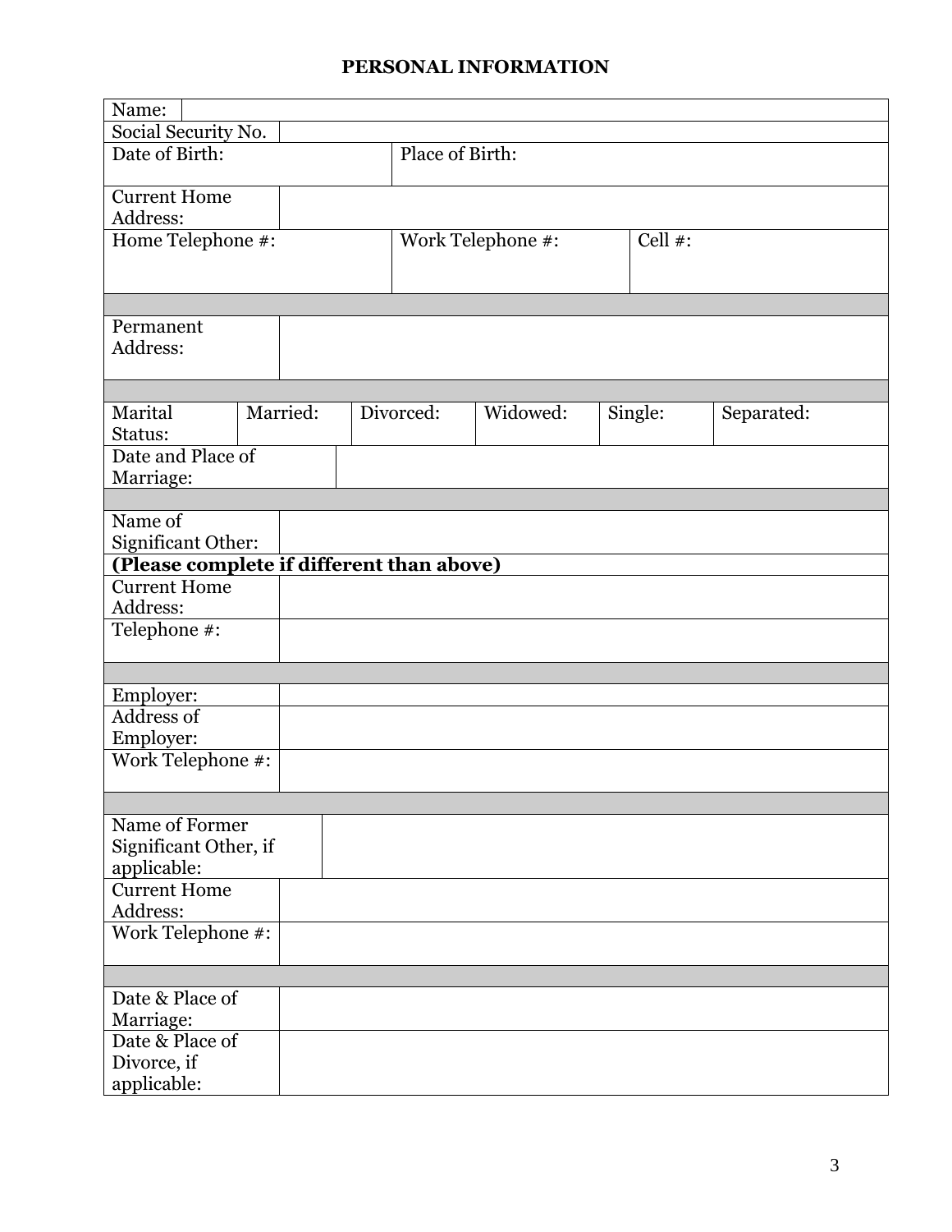## PERSONAL INFORMATION

| | | | | | |
|---|---|---|---|---|---|
| Name: | | | | | |
| Social Security No. | | | | | |
| Date of Birth: | | Place of Birth: | | | |
| Current Home Address: | | | | | |
| Home Telephone #: | | Work Telephone #: | | Cell #: | |
| | | | | | |
| Permanent Address: | | | | | |
| | | | | | |
| Marital Status: | Married: | Divorced: | Widowed: | Single: | Separated: |
| Date and Place of Marriage: | | | | | |
| | | | | | |
| Name of Significant Other: | | | | | |
| **(Please complete if different than above)** | | | | | |
| Current Home Address: | | | | | |
| Telephone #: | | | | | |
| | | | | | |
| Employer: | | | | | |
| Address of Employer: | | | | | |
| Work Telephone #: | | | | | |
| | | | | | |
| Name of Former Significant Other, if applicable: | | | | | |
| Current Home Address: | | | | | |
| Work Telephone #: | | | | | |
| | | | | | |
| Date & Place of Marriage: | | | | | |
| Date & Place of Divorce, if applicable: | | | | | |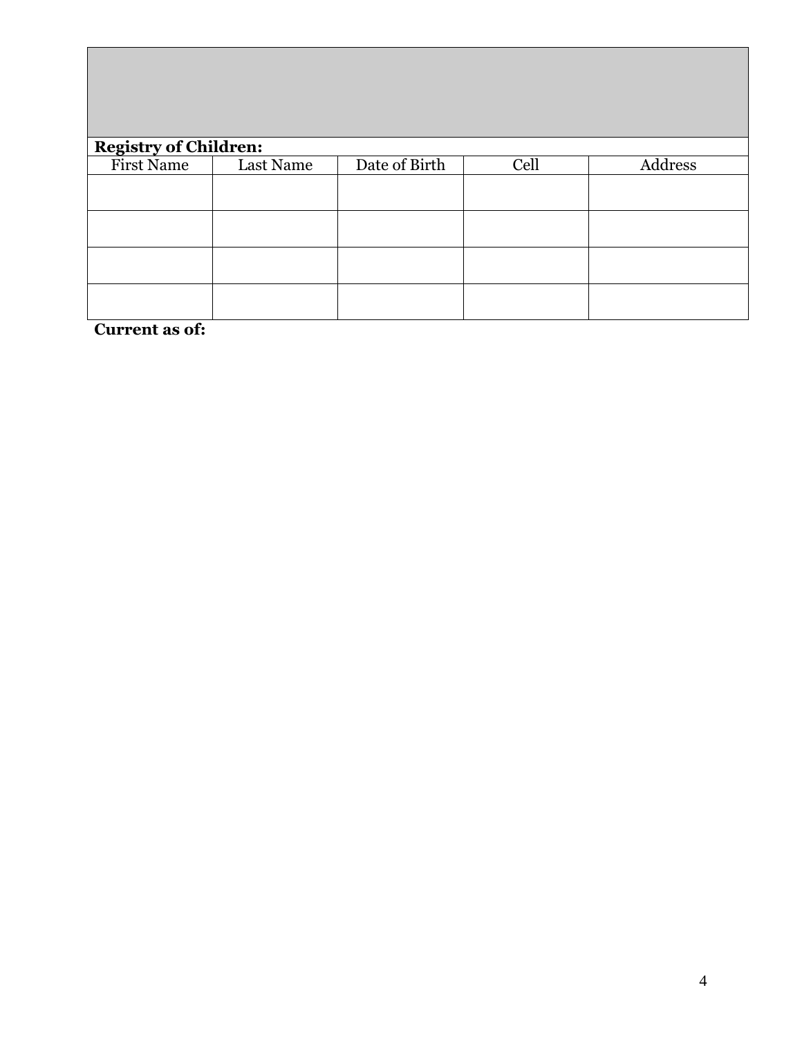**Registry of Children:**

| First Name | Last Name | Date of Birth | Cell | Address |
|---|---|---|---|---|
| | | | | |
| | | | | |
| | | | | |
| | | | | |

**Current as of:**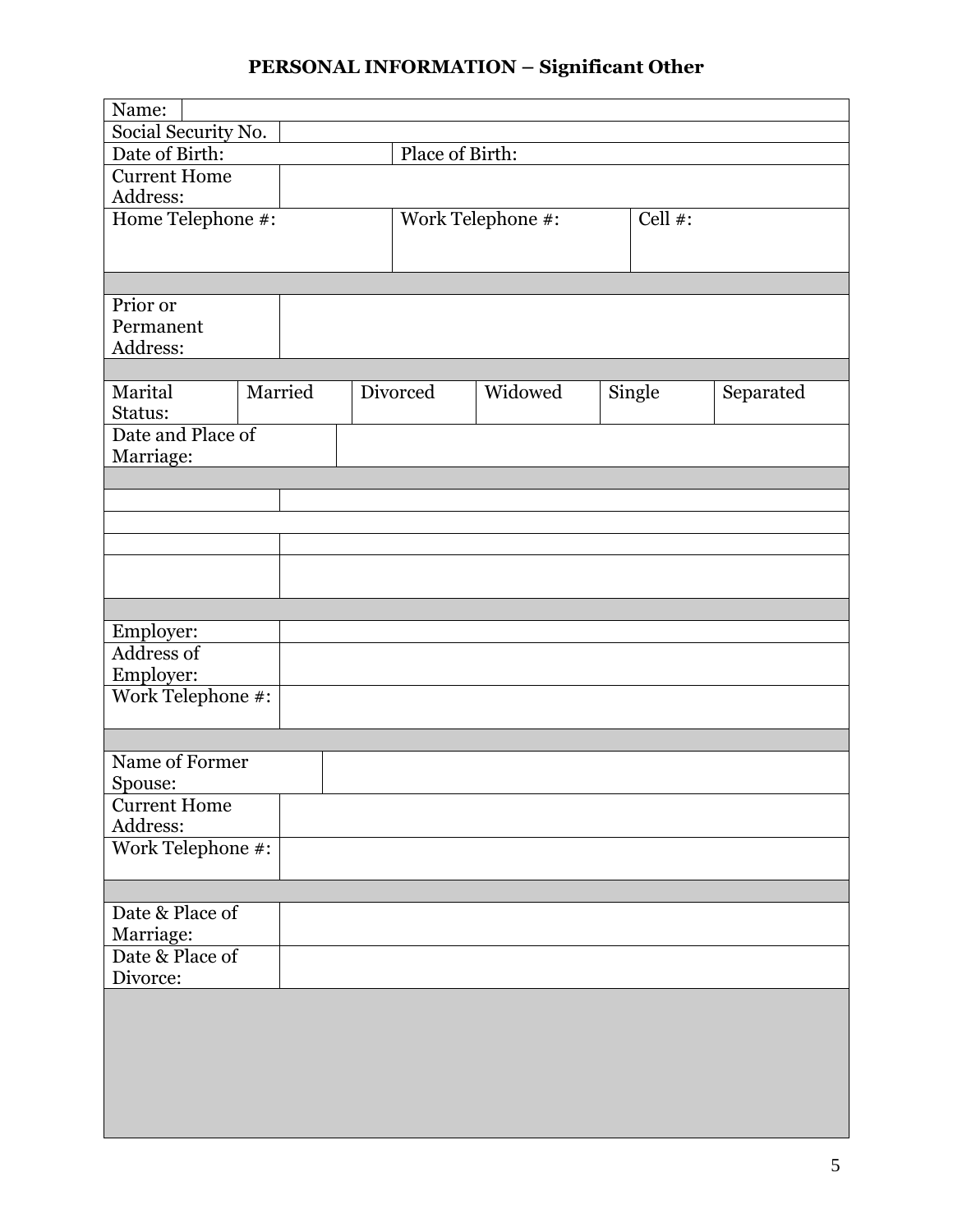**PERSONAL INFORMATION – Significant Other**

| | | | | | |
|---|---|---|---|---|---|
| Name: | | | | | |
| Social Security No. | | | | | |
| Date of Birth: | | Place of Birth: | | | |
| Current Home Address: | | | | | |
| Home Telephone #: | | Work Telephone #: | | Cell #: | |
| | | | | | |
| Prior or Permanent Address: | | | | | |
| | | | | | |
| Marital Status: | Married | Divorced | Widowed | Single | Separated |
| Date and Place of Marriage: | | | | | |
| | | | | | |
| | | | | | |
| | | | | | |
| | | | | | |
| | | | | | |
| | | | | | |
| Employer: | | | | | |
| Address of Employer: | | | | | |
| Work Telephone #: | | | | | |
| | | | | | |
| Name of Former Spouse: | | | | | |
| Current Home Address: | | | | | |
| Work Telephone #: | | | | | |
| | | | | | |
| Date & Place of Marriage: | | | | | |
| Date & Place of Divorce: | | | | | |
| | | | | | |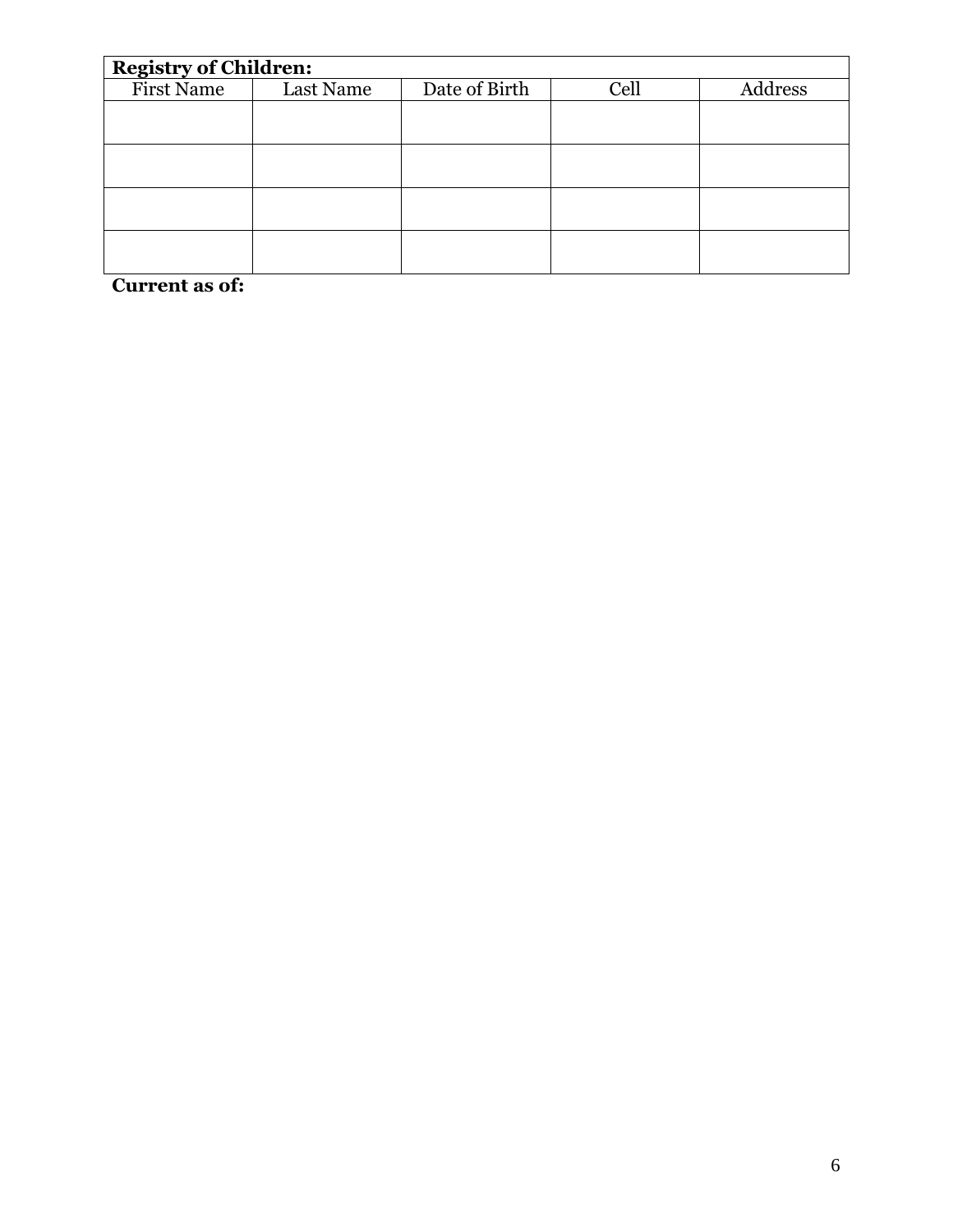| Registry of Children: | | | | |
|---|---|---|---|---|
| First Name | Last Name | Date of Birth | Cell | Address |
| | | | | |
| | | | | |
| | | | | |
| | | | | |

**Current as of:**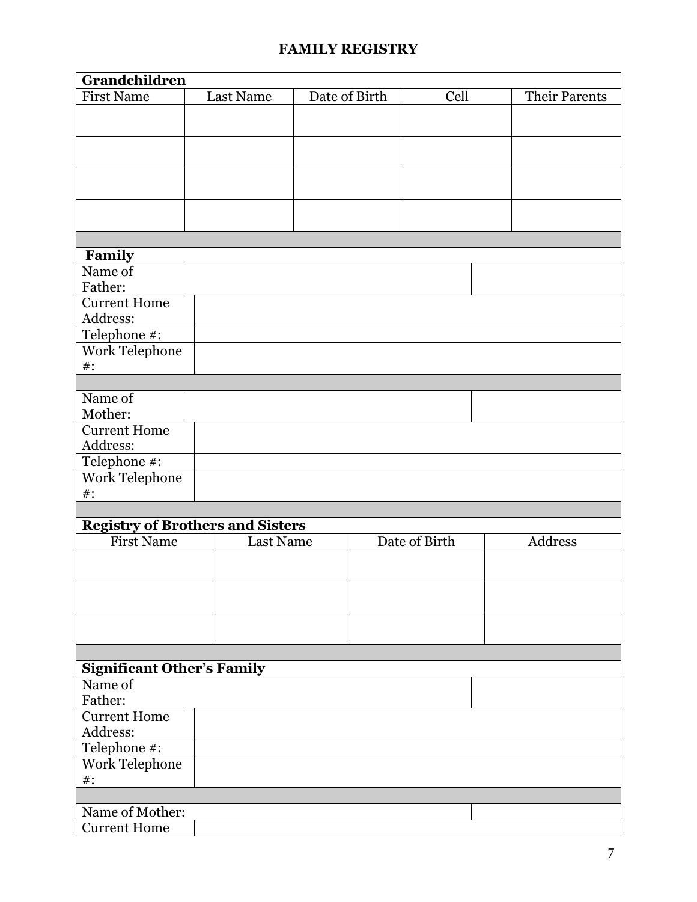# FAMILY REGISTRY

| **Grandchildren** | | | | |
|---|---|---|---|---|
| First Name | Last Name | Date of Birth | Cell | Their Parents |
| | | | | |
| | | | | |
| | | | | |
| | | | | |

| **Family** | | |
|---|---|---|
| Name of Father: | | |
| Current Home Address: | | |
| Telephone #: | | |
| Work Telephone #: | | |
| | | |
| Name of Mother: | | |
| Current Home Address: | | |
| Telephone #: | | |
| Work Telephone #: | | |

| **Registry of Brothers and Sisters** | | | |
|---|---|---|---|
| First Name | Last Name | Date of Birth | Address |
| | | | |
| | | | |
| | | | |

| **Significant Other's Family** | | |
|---|---|---|
| Name of Father: | | |
| Current Home Address: | | |
| Telephone #: | | |
| Work Telephone #: | | |
| | | |
| Name of Mother: | | |
| Current Home | | |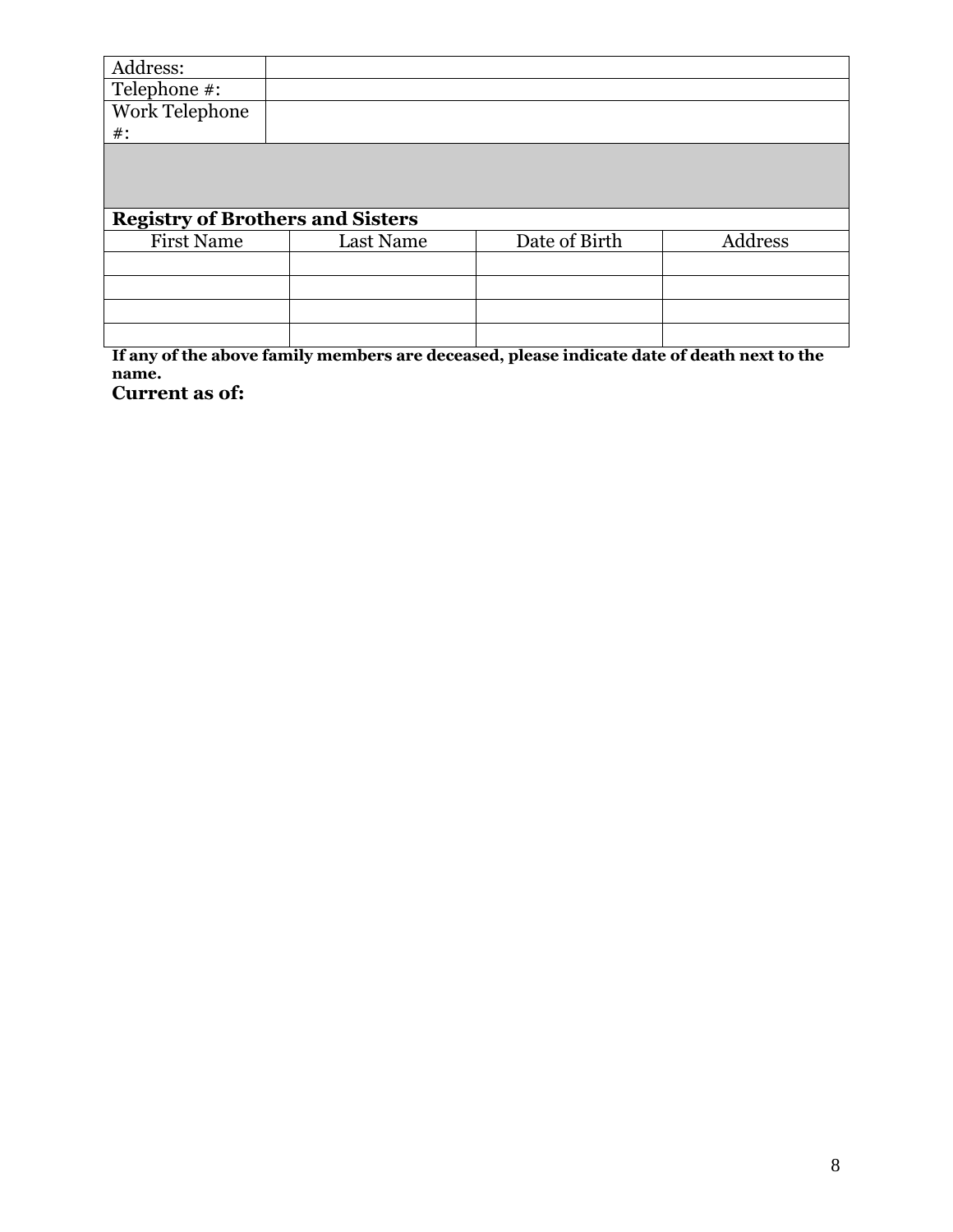| Address: | |
|---|---|
| Telephone #: | |
| Work Telephone #: | |

**Registry of Brothers and Sisters**

| First Name | Last Name | Date of Birth | Address |
|---|---|---|---|
| | | | |
| | | | |
| | | | |
| | | | |

**If any of the above family members are deceased, please indicate date of death next to the name.**

**Current as of:**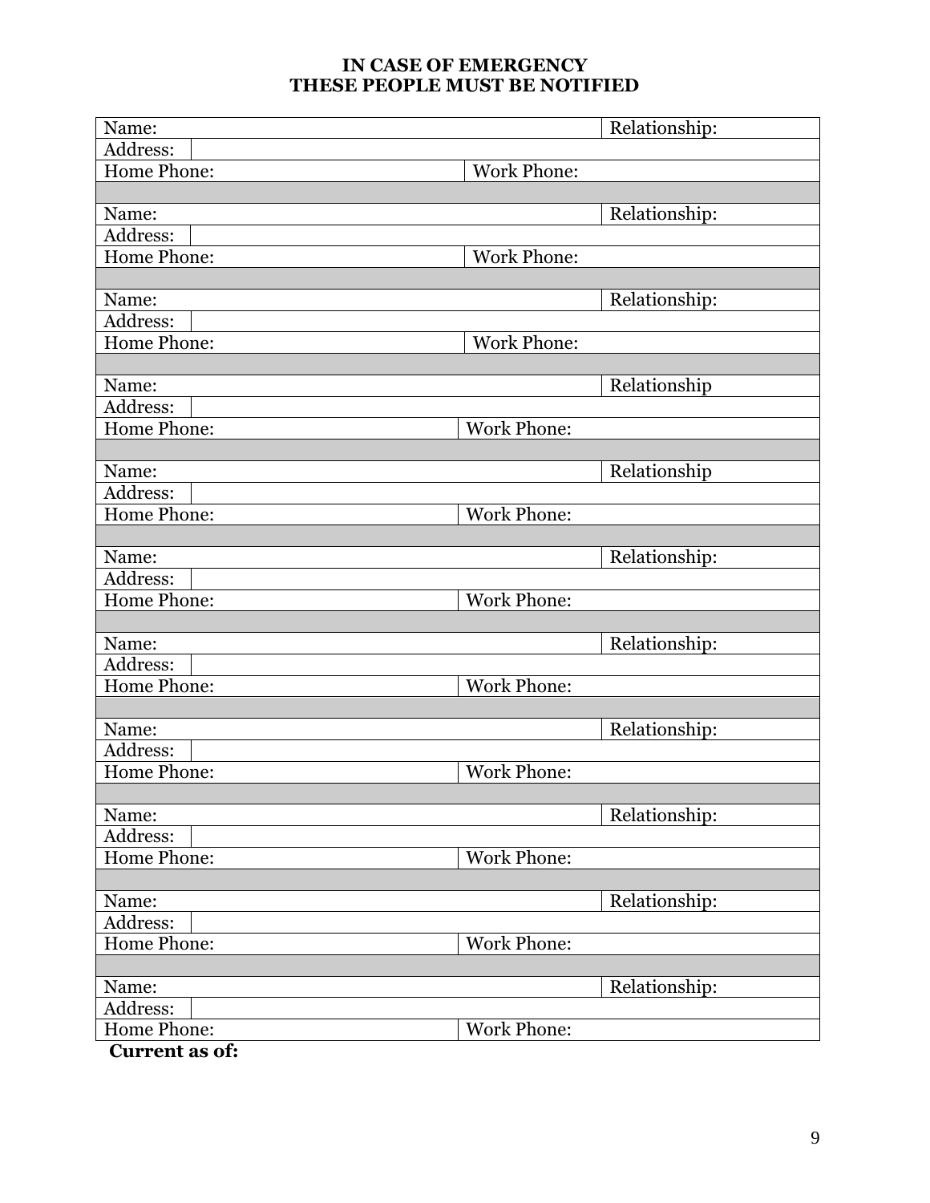**IN CASE OF EMERGENCY**
**THESE PEOPLE MUST BE NOTIFIED**

| | | |
|---|---|---|
| Name: | | Relationship: |
| Address: | | |
| Home Phone: | Work Phone: | |
| | | |
| Name: | | Relationship: |
| Address: | | |
| Home Phone: | Work Phone: | |
| | | |
| Name: | | Relationship: |
| Address: | | |
| Home Phone: | Work Phone: | |
| | | |
| Name: | | Relationship |
| Address: | | |
| Home Phone: | Work Phone: | |
| | | |
| Name: | | Relationship |
| Address: | | |
| Home Phone: | Work Phone: | |
| | | |
| Name: | | Relationship: |
| Address: | | |
| Home Phone: | Work Phone: | |
| | | |
| Name: | | Relationship: |
| Address: | | |
| Home Phone: | Work Phone: | |
| | | |
| Name: | | Relationship: |
| Address: | | |
| Home Phone: | Work Phone: | |
| | | |
| Name: | | Relationship: |
| Address: | | |
| Home Phone: | Work Phone: | |
| | | |
| Name: | | Relationship: |
| Address: | | |
| Home Phone: | Work Phone: | |
| | | |
| Name: | | Relationship: |
| Address: | | |
| Home Phone: | Work Phone: | |

**Current as of:**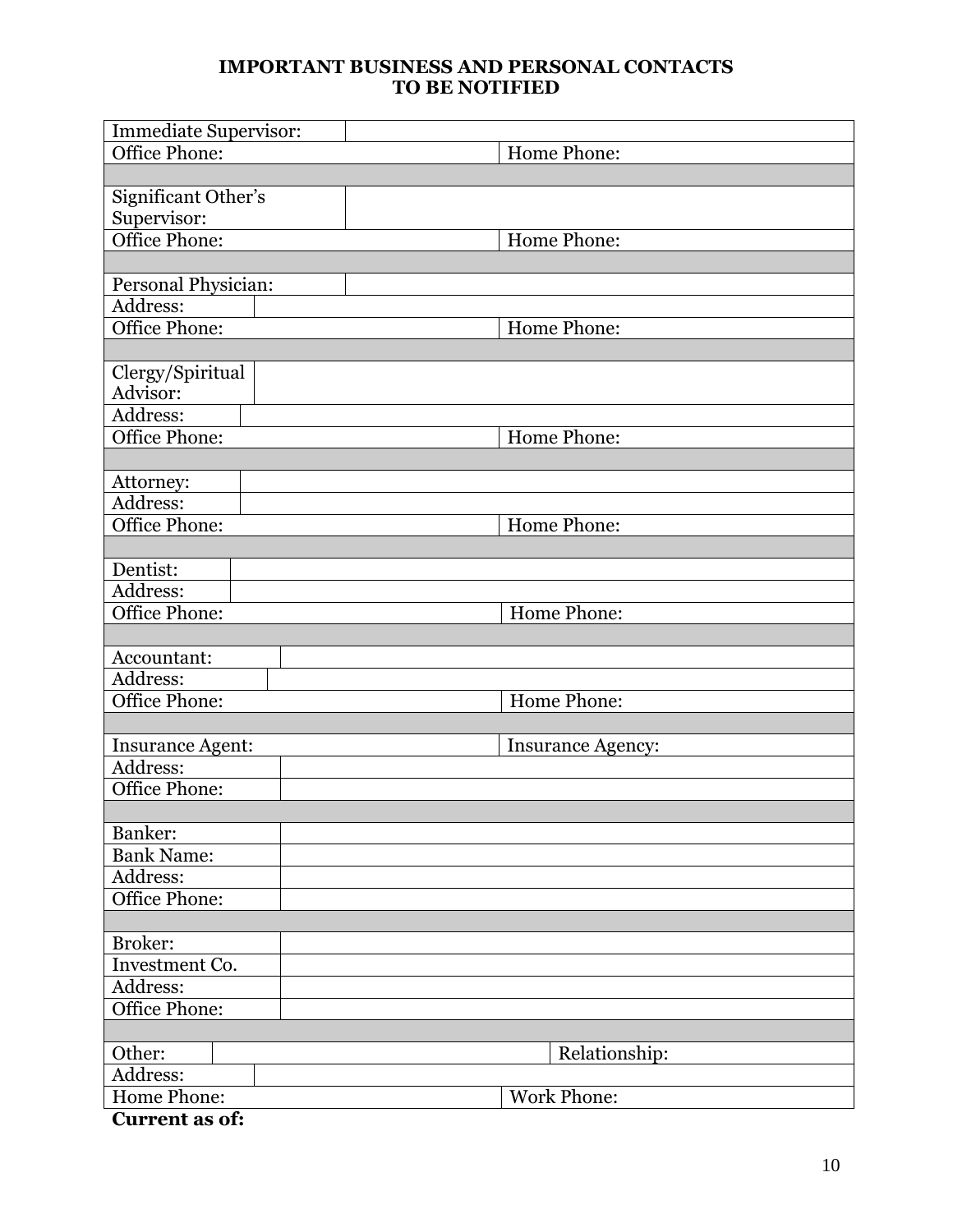# IMPORTANT BUSINESS AND PERSONAL CONTACTS TO BE NOTIFIED

| | |
|---|---|
| Immediate Supervisor: | |
| Office Phone: | Home Phone: |
| | |
| Significant Other's Supervisor: | |
| Office Phone: | Home Phone: |
| | |
| Personal Physician: | |
| Address: | |
| Office Phone: | Home Phone: |
| | |
| Clergy/Spiritual Advisor: | |
| Address: | |
| Office Phone: | Home Phone: |
| | |
| Attorney: | |
| Address: | |
| Office Phone: | Home Phone: |
| | |
| Dentist: | |
| Address: | |
| Office Phone: | Home Phone: |
| | |
| Accountant: | |
| Address: | |
| Office Phone: | Home Phone: |
| | |
| Insurance Agent: | Insurance Agency: |
| Address: | |
| Office Phone: | |
| | |
| Banker: | |
| Bank Name: | |
| Address: | |
| Office Phone: | |
| | |
| Broker: | |
| Investment Co. | |
| Address: | |
| Office Phone: | |
| | |
| Other: | Relationship: |
| Address: | |
| Home Phone: | Work Phone: |

**Current as of:**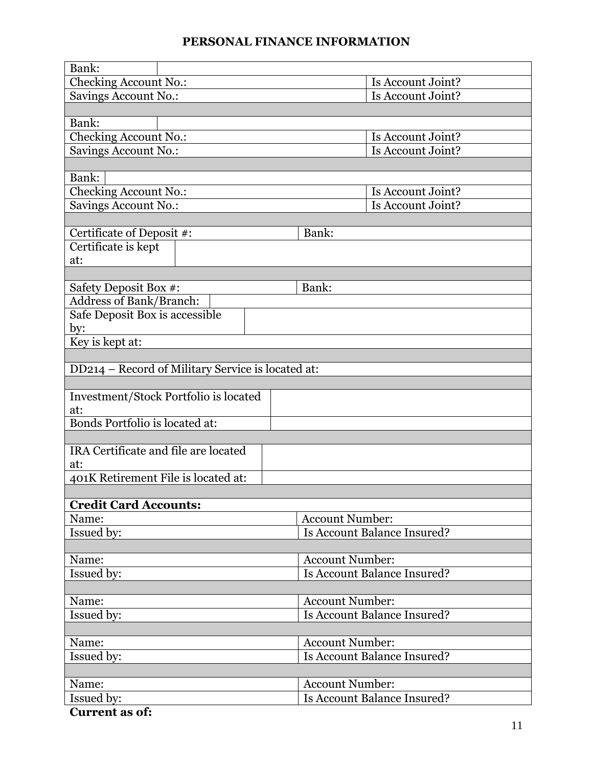# PERSONAL FINANCE INFORMATION

| | |
|---|---|
| Bank: | |
| Checking Account No.: | Is Account Joint? |
| Savings Account No.: | Is Account Joint? |
| | |
| Bank: | |
| Checking Account No.: | Is Account Joint? |
| Savings Account No.: | Is Account Joint? |
| | |
| Bank: | |
| Checking Account No.: | Is Account Joint? |
| Savings Account No.: | Is Account Joint? |
| | |
| Certificate of Deposit #: | Bank: |
| Certificate is kept at: | |
| | |
| Safety Deposit Box #: | Bank: |
| Address of Bank/Branch: | |
| Safe Deposit Box is accessible by: | |
| Key is kept at: | |
| | |
| DD214 – Record of Military Service is located at: | |
| | |
| Investment/Stock Portfolio is located at: | |
| Bonds Portfolio is located at: | |
| | |
| IRA Certificate and file are located at: | |
| 401K Retirement File is located at: | |
| | |
| **Credit Card Accounts:** | |
| Name: | Account Number: |
| Issued by: | Is Account Balance Insured? |
| | |
| Name: | Account Number: |
| Issued by: | Is Account Balance Insured? |
| | |
| Name: | Account Number: |
| Issued by: | Is Account Balance Insured? |
| | |
| Name: | Account Number: |
| Issued by: | Is Account Balance Insured? |
| | |
| Name: | Account Number: |
| Issued by: | Is Account Balance Insured? |

**Current as of:**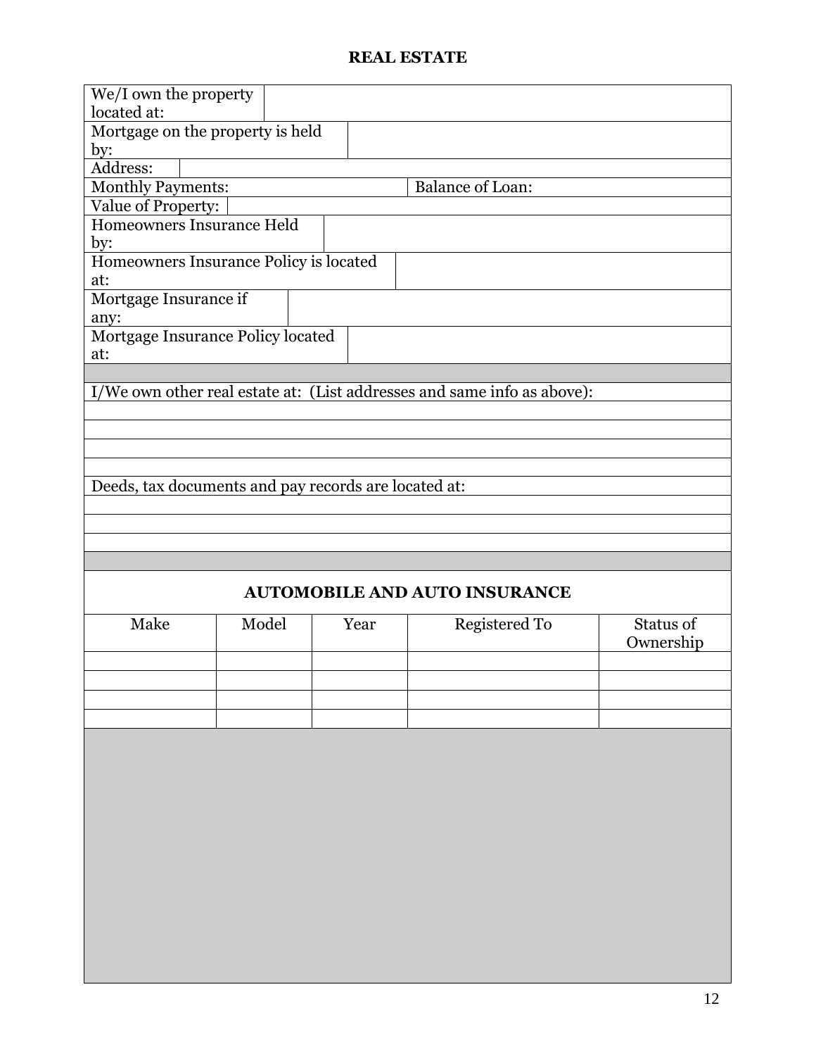## REAL ESTATE

| We/I own the property located at: | |
|---|---|
| Mortgage on the property is held by: | |
| Address: | |
| Monthly Payments: | Balance of Loan: |
| Value of Property: | |
| Homeowners Insurance Held by: | |
| Homeowners Insurance Policy is located at: | |
| Mortgage Insurance if any: | |
| Mortgage Insurance Policy located at: | |

I/We own other real estate at: (List addresses and same info as above):

| |
|---|
| |
| |
| |
| |

Deeds, tax documents and pay records are located at:

| |
|---|
| |
| |
| |

## AUTOMOBILE AND AUTO INSURANCE

| Make | Model | Year | Registered To | Status of Ownership |
|---|---|---|---|---|
| | | | | |
| | | | | |
| | | | | |
| | | | | |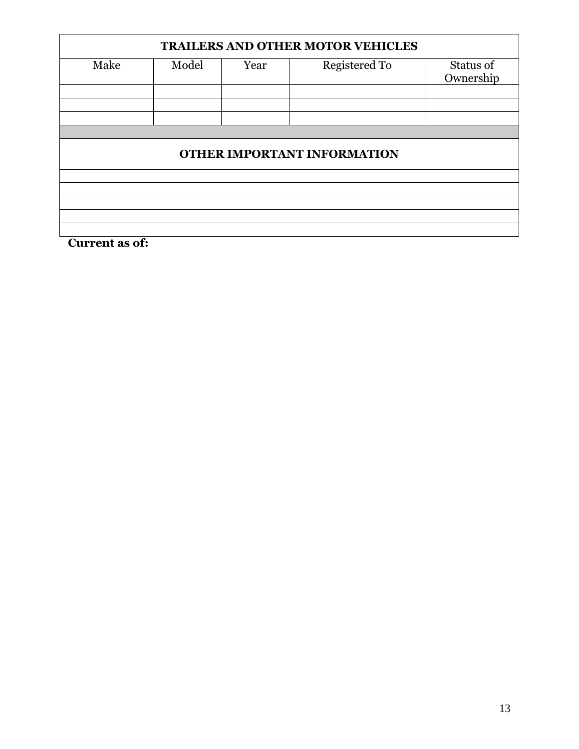| TRAILERS AND OTHER MOTOR VEHICLES | | | | |
|---|---|---|---|---|
| Make | Model | Year | Registered To | Status of Ownership |
| | | | | |
| | | | | |
| | | | | |

| OTHER IMPORTANT INFORMATION |
|---|
| |
| |
| |
| |
| |

**Current as of:**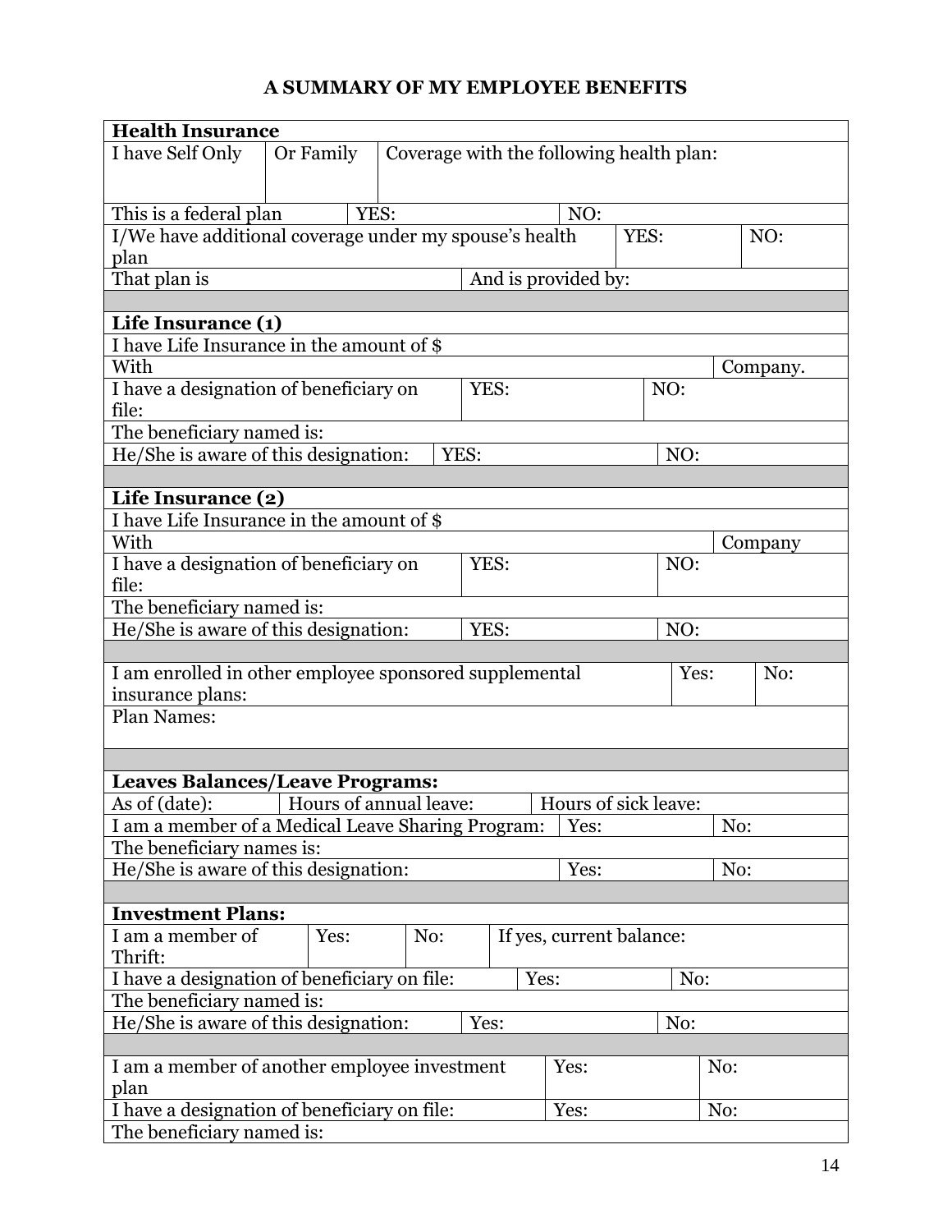# A SUMMARY OF MY EMPLOYEE BENEFITS

| **Health Insurance** | | | | |
|---|---|---|---|---|
| I have Self Only | Or Family | Coverage with the following health plan: | | |
| This is a federal plan | YES: | | NO: | |
| I/We have additional coverage under my spouse's health plan | | | YES: | NO: |
| That plan is | | And is provided by: | | |
| | | | | |
| **Life Insurance (1)** | | | | |
| I have Life Insurance in the amount of $ | | | | |
| With | | | | Company. |
| I have a designation of beneficiary on file: | | YES: | NO: | |
| The beneficiary named is: | | | | |
| He/She is aware of this designation: | | YES: | NO: | |
| | | | | |
| **Life Insurance (2)** | | | | |
| I have Life Insurance in the amount of $ | | | | |
| With | | | | Company |
| I have a designation of beneficiary on file: | | YES: | NO: | |
| The beneficiary named is: | | | | |
| He/She is aware of this designation: | | YES: | NO: | |
| | | | | |
| I am enrolled in other employee sponsored supplemental insurance plans: | | | Yes: | No: |
| Plan Names: | | | | |
| | | | | |
| **Leaves Balances/Leave Programs:** | | | | |
| As of (date): | Hours of annual leave: | Hours of sick leave: | | |
| I am a member of a Medical Leave Sharing Program: | | | Yes: | No: |
| The beneficiary names is: | | | | |
| He/She is aware of this designation: | | | Yes: | No: |
| | | | | |
| **Investment Plans:** | | | | |
| I am a member of Thrift: | Yes: | No: | If yes, current balance: | |
| I have a designation of beneficiary on file: | | | Yes: | No: |
| The beneficiary named is: | | | | |
| He/She is aware of this designation: | | | Yes: | No: |
| | | | | |
| I am a member of another employee investment plan | | | Yes: | No: |
| I have a designation of beneficiary on file: | | | Yes: | No: |
| The beneficiary named is: | | | | |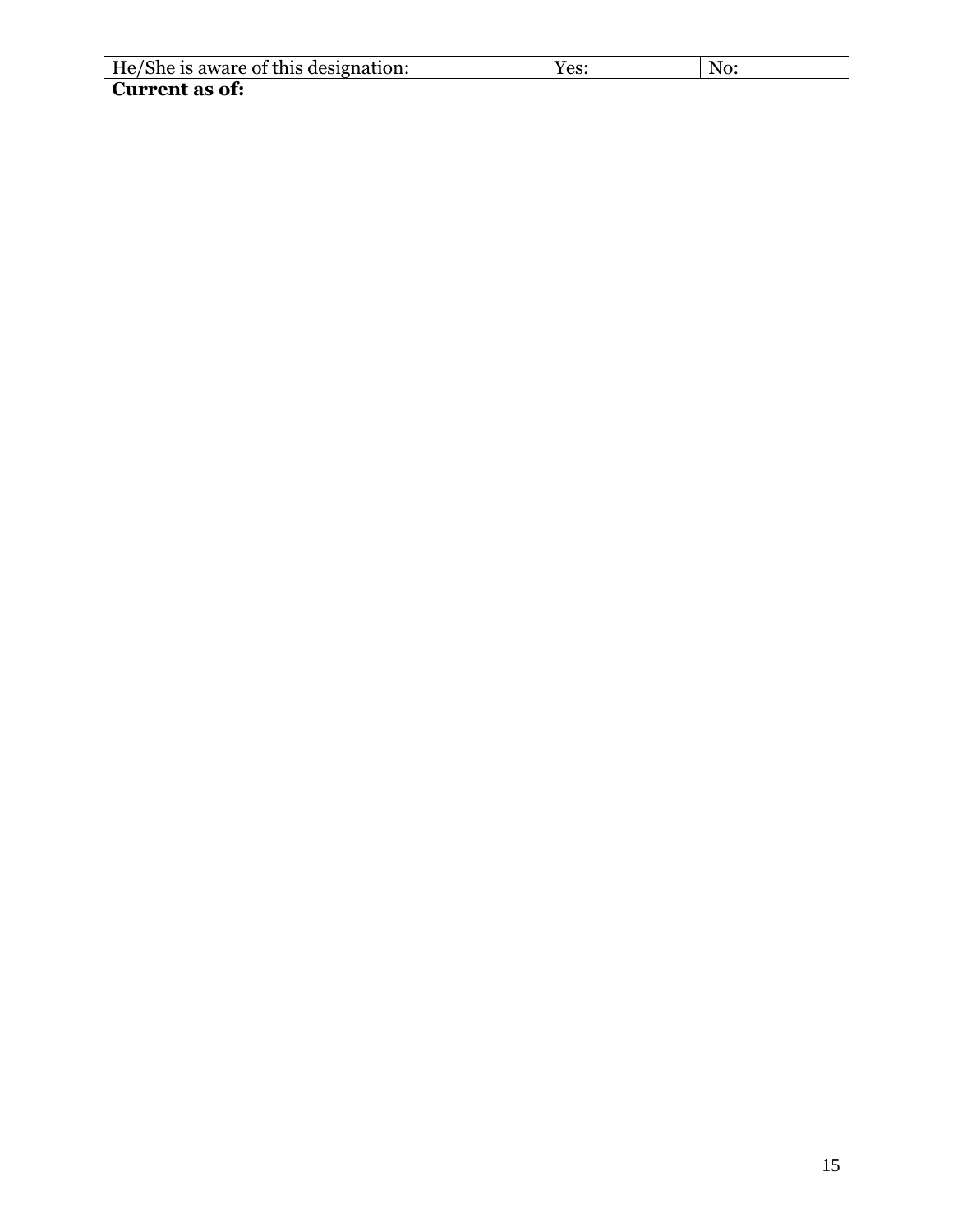| He/She is aware of this designation: | Yes: | No: |
|---|---|---|

**Current as of:**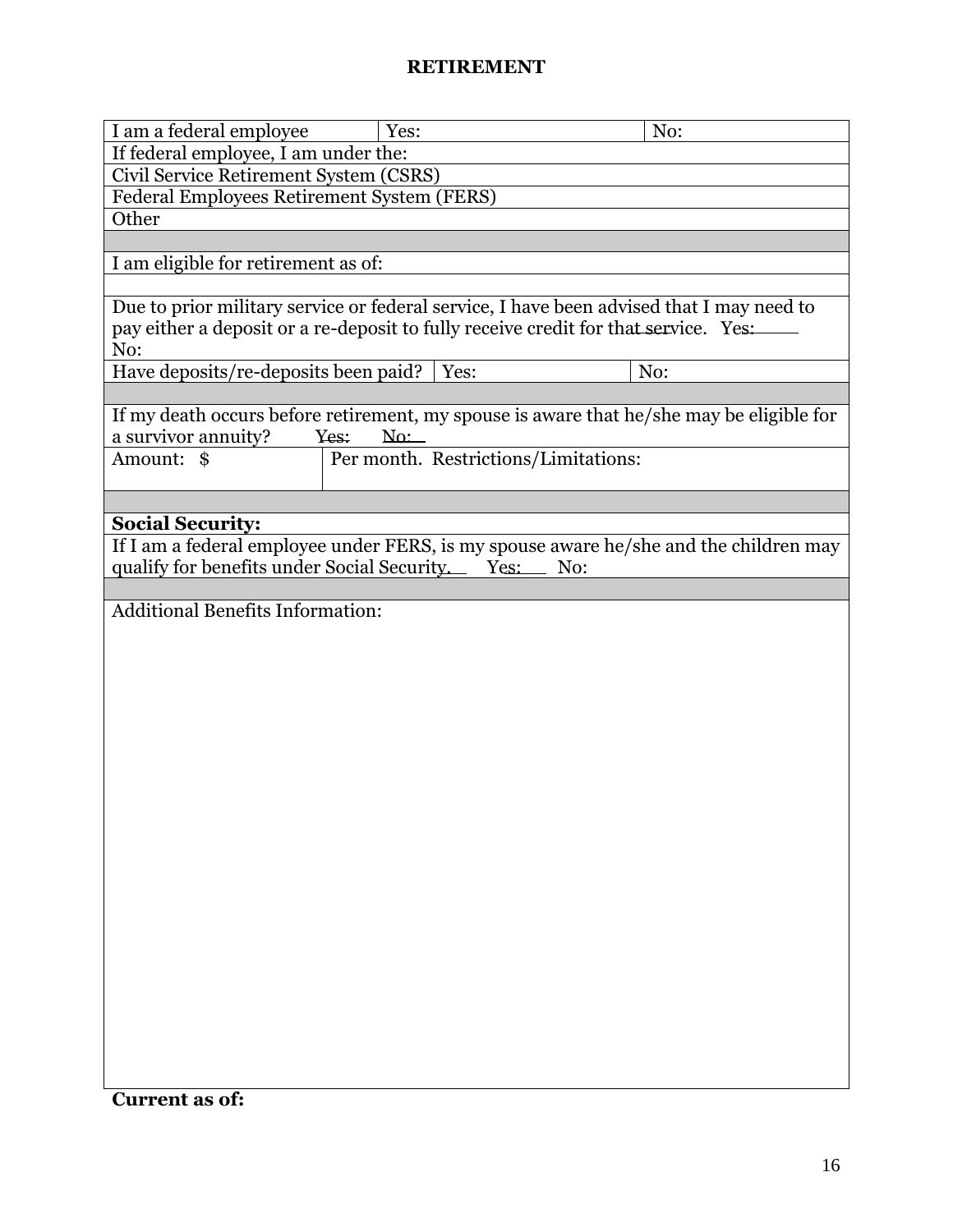# RETIREMENT

| I am a federal employee | Yes: | No: |
|---|---|---|
| If federal employee, I am under the: | | |
| Civil Service Retirement System (CSRS) | | |
| Federal Employees Retirement System (FERS) | | |
| Other | | |
| | | |
| I am eligible for retirement as of: | | |
| | | |
| Due to prior military service or federal service, I have been advised that I may need to pay either a deposit or a re-deposit to fully receive credit for that service. Yes: ____ No: | | |
| Have deposits/re-deposits been paid? | Yes: | No: |
| | | |
| If my death occurs before retirement, my spouse is aware that he/she may be eligible for a survivor annuity? Yes: No: | | |
| Amount: $ | Per month. Restrictions/Limitations: | |
| | | |
| **Social Security:** | | |
| If I am a federal employee under FERS, is my spouse aware he/she and the children may qualify for benefits under Social Security. Yes: No: | | |
| | | |
| Additional Benefits Information: | | |

**Current as of:**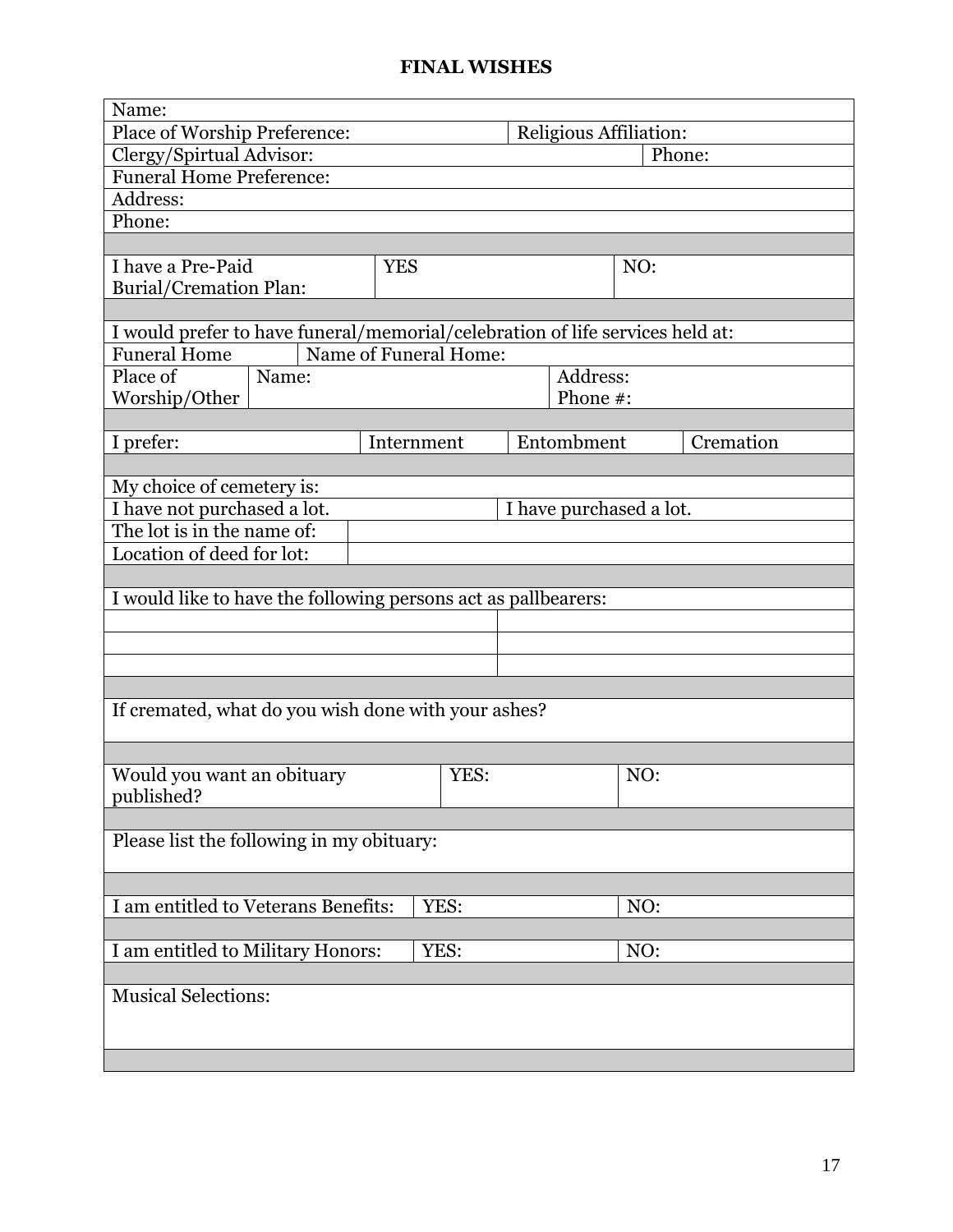## FINAL WISHES

| Name: | | | |
|---|---|---|---|
| Place of Worship Preference: | | Religious Affiliation: | |
| Clergy/Spirtual Advisor: | | | Phone: |
| Funeral Home Preference: | | | |
| Address: | | | |
| Phone: | | | |
| | | | |
| I have a Pre-Paid Burial/Cremation Plan: | YES | | NO: |
| | | | |
| I would prefer to have funeral/memorial/celebration of life services held at: | | | |
| Funeral Home | Name of Funeral Home: | | |
| Place of Worship/Other | Name: | Address: Phone #: | |
| | | | |
| I prefer: | Internment | Entombment | Cremation |
| | | | |
| My choice of cemetery is: | | | |
| I have not purchased a lot. | | I have purchased a lot. | |
| The lot is in the name of: | | | |
| Location of deed for lot: | | | |
| | | | |
| I would like to have the following persons act as pallbearers: | | | |
| | | | |
| | | | |
| | | | |
| | | | |
| If cremated, what do you wish done with your ashes? | | | |
| | | | |
| Would you want an obituary published? | YES: | | NO: |
| | | | |
| Please list the following in my obituary: | | | |
| | | | |
| I am entitled to Veterans Benefits: | YES: | | NO: |
| | | | |
| I am entitled to Military Honors: | YES: | | NO: |
| | | | |
| Musical Selections: | | | |
| | | | |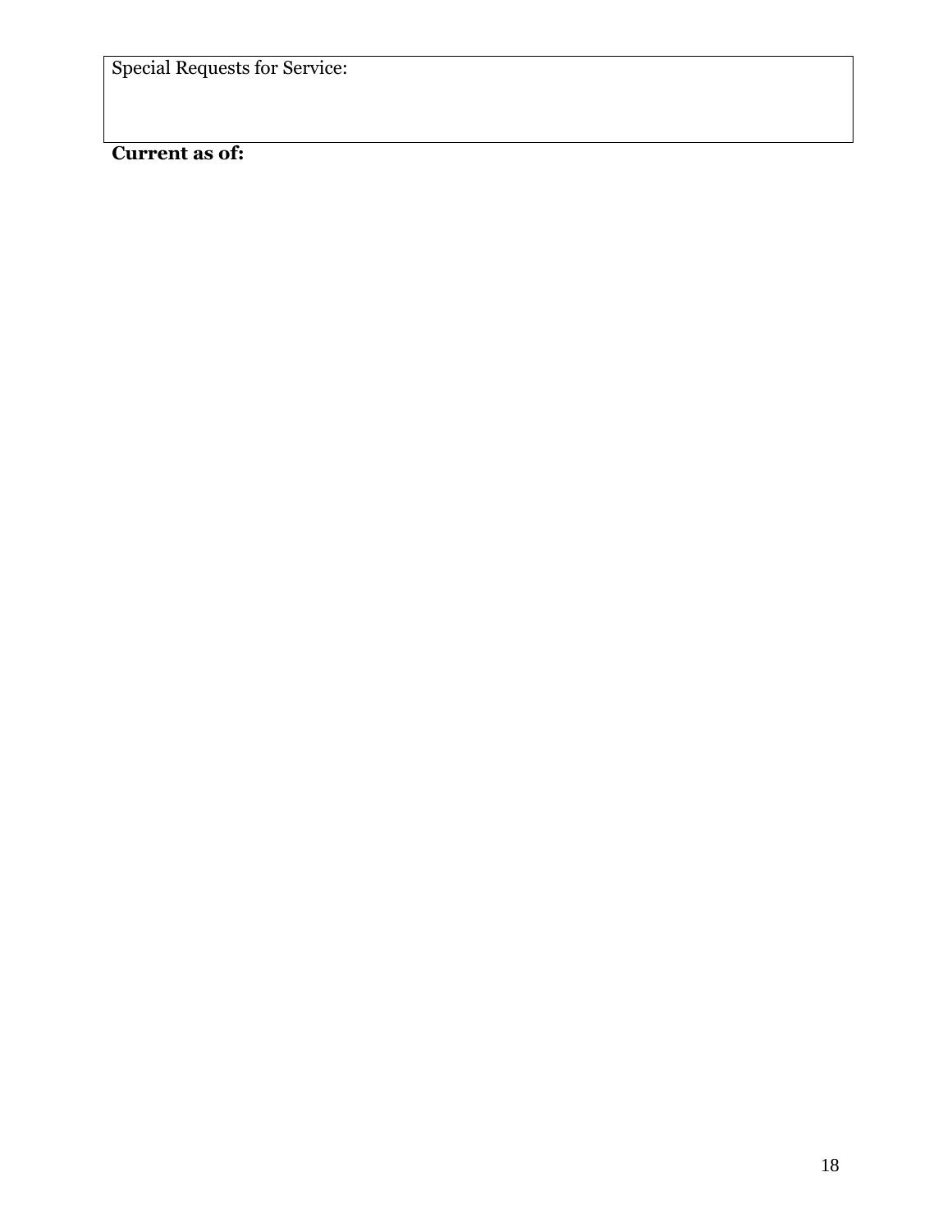| Special Requests for Service: |
| --- |
| |

**Current as of:**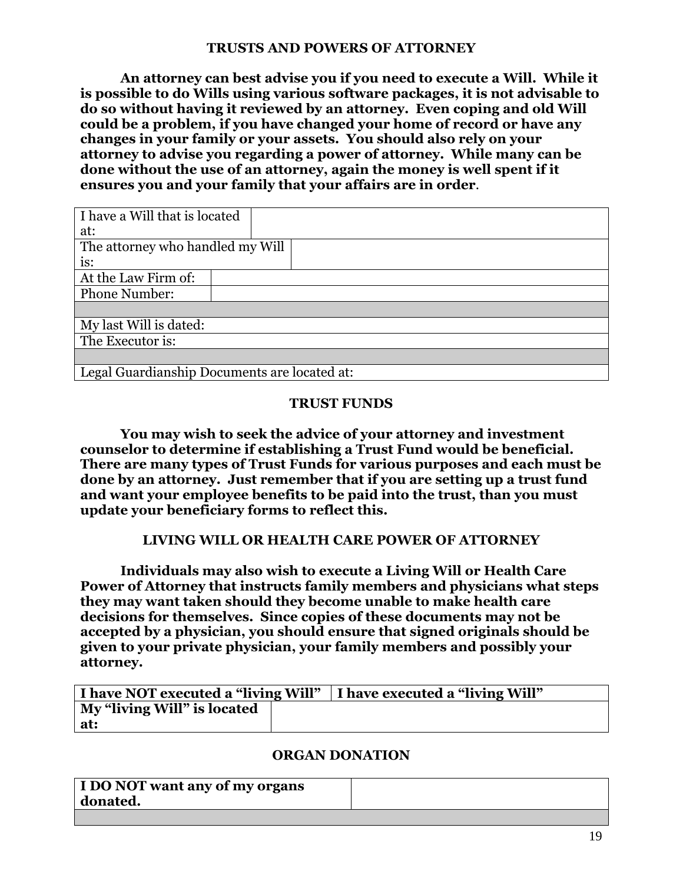## TRUSTS AND POWERS OF ATTORNEY

**An attorney can best advise you if you need to execute a Will. While it is possible to do Wills using various software packages, it is not advisable to do so without having it reviewed by an attorney. Even coping and old Will could be a problem, if you have changed your home of record or have any changes in your family or your assets. You should also rely on your attorney to advise you regarding a power of attorney. While many can be done without the use of an attorney, again the money is well spent if it ensures you and your family that your affairs are in order**.

| I have a Will that is located at: | |
|---|---|
| The attorney who handled my Will is: | |
| At the Law Firm of: | |
| Phone Number: | |
| | |
| My last Will is dated: | |
| The Executor is: | |
| | |
| Legal Guardianship Documents are located at: | |

## TRUST FUNDS

**You may wish to seek the advice of your attorney and investment counselor to determine if establishing a Trust Fund would be beneficial. There are many types of Trust Funds for various purposes and each must be done by an attorney. Just remember that if you are setting up a trust fund and want your employee benefits to be paid into the trust, than you must update your beneficiary forms to reflect this.**

## LIVING WILL OR HEALTH CARE POWER OF ATTORNEY

**Individuals may also wish to execute a Living Will or Health Care Power of Attorney that instructs family members and physicians what steps they may want taken should they become unable to make health care decisions for themselves. Since copies of these documents may not be accepted by a physician, you should ensure that signed originals should be given to your private physician, your family members and possibly your attorney.**

| I have NOT executed a "living Will" | I have executed a "living Will" |
|---|---|
| **My "living Will" is located at:** | |

## ORGAN DONATION

| I DO NOT want any of my organs donated. | |
|---|---|
| | |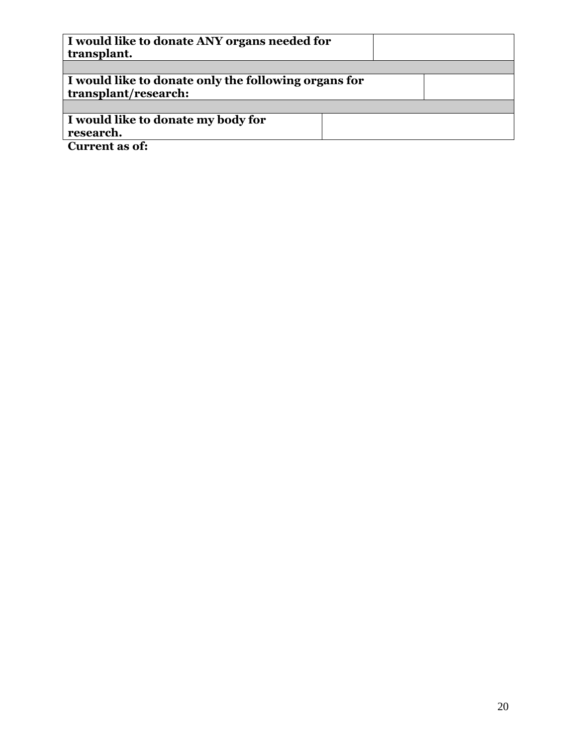| **I would like to donate ANY organs needed for transplant.** | |
|---|---|
| | |
| **I would like to donate only the following organs for transplant/research:** | |
| | |
| **I would like to donate my body for research.** | |

**Current as of:**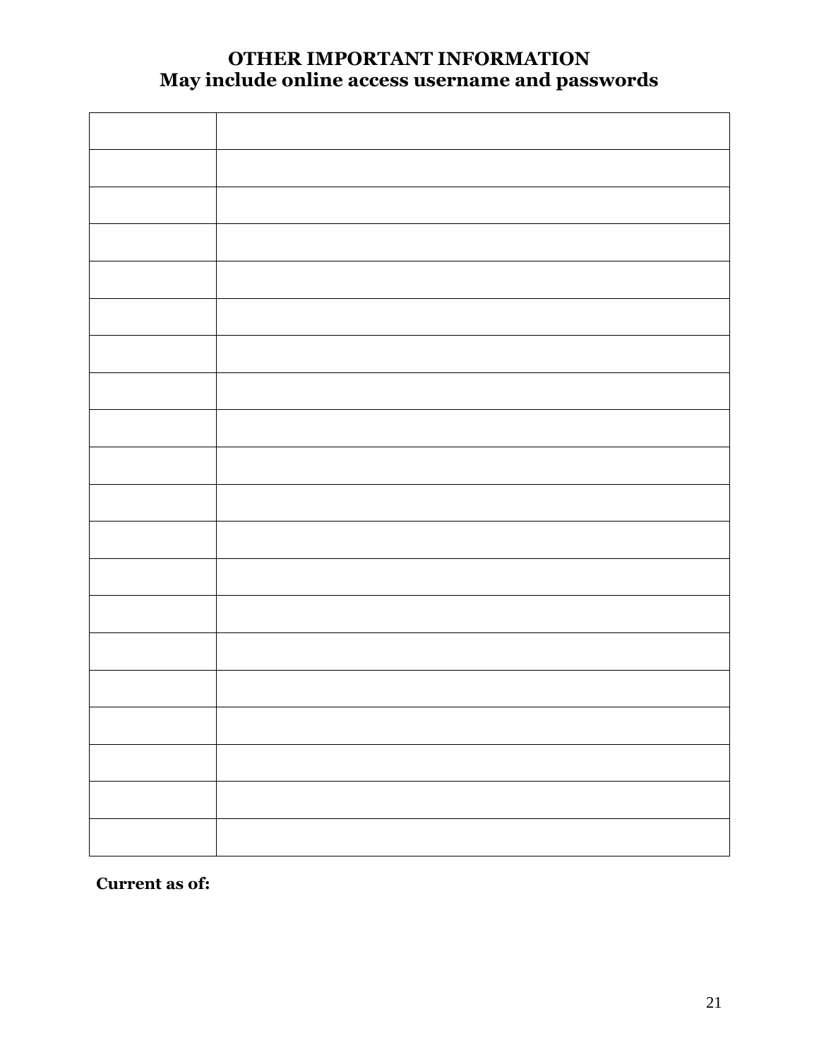## OTHER IMPORTANT INFORMATION
## May include online access username and passwords

| | |
|---|---|
| | |
| | |
| | |
| | |
| | |
| | |
| | |
| | |
| | |
| | |
| | |
| | |
| | |
| | |
| | |
| | |
| | |
| | |
| | |
| | |

**Current as of:**